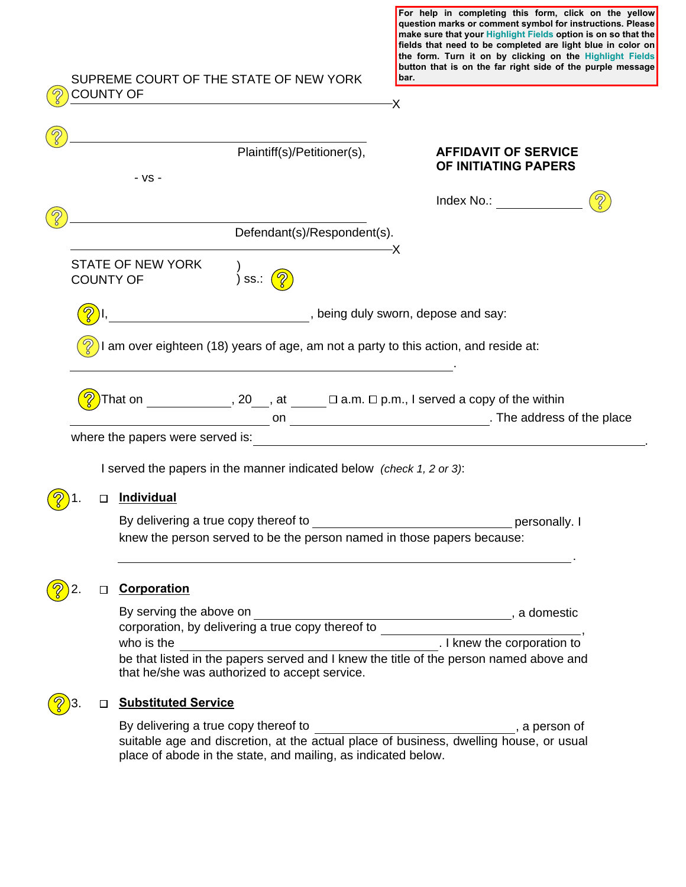**For help in completing this form, click on the yellow question marks or comment symbol for instructions. Please make sure that your Highlight Fields option is on so that the fields that need to be completed are light blue in color on the form. Turn it on by clicking on the Highlight Fields button that is on the far right side of the purple message bar.**

SUPREME COURT OF THE STATE OF NEW YORK
COUNTY OF ______________________________________________X

________________________________________
Plaintiff(s)/Petitioner(s),

- vs -

________________________________________
Defendant(s)/Respondent(s).
________________________________________________________X

**AFFIDAVIT OF SERVICE OF INITIATING PAPERS**

Index No.: ____________

STATE OF NEW YORK )
COUNTY OF ) ss.:

I, ____________________________, being duly sworn, depose and say:

I am over eighteen (18) years of age, am not a party to this action, and reside at:
________________________________________________________________.

That on ____________, 20___, at _____ ☐ a.m. ☐ p.m., I served a copy of the within ____________________________ on ____________________________. The address of the place where the papers were served is: ________________________________________________________.

I served the papers in the manner indicated below *(check 1, 2 or 3)*:

1. ☐ **Individual**

   By delivering a true copy thereof to ____________________________ personally. I knew the person served to be the person named in those papers because:
   ________________________________________________________________.

2. ☐ **Corporation**

   By serving the above on ____________________________________, a domestic corporation, by delivering a true copy thereof to ____________________________, who is the ____________________________________. I knew the corporation to be that listed in the papers served and I knew the title of the person named above and that he/she was authorized to accept service.

3. ☐ **Substituted Service**

   By delivering a true copy thereof to ____________________________, a person of suitable age and discretion, at the actual place of business, dwelling house, or usual place of abode in the state, and mailing, as indicated below.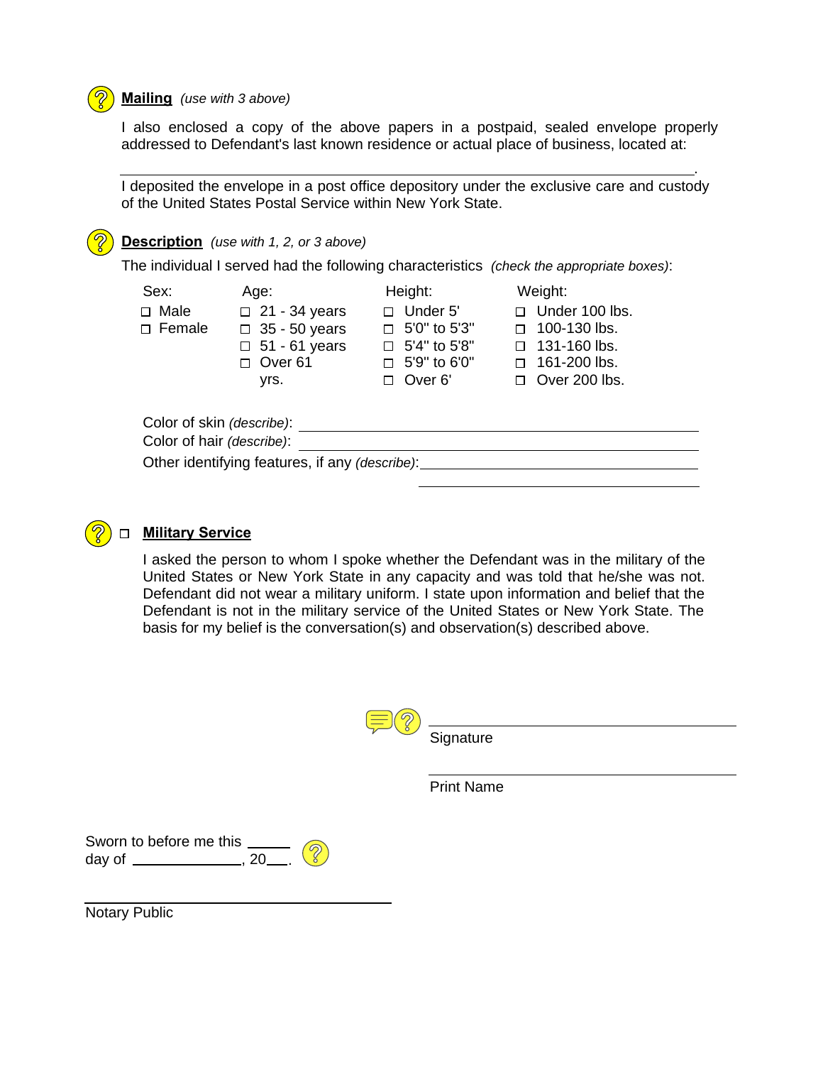**Mailing** *(use with 3 above)*

I also enclosed a copy of the above papers in a postpaid, sealed envelope properly addressed to Defendant's last known residence or actual place of business, located at:

______________________________________________________________________.

I deposited the envelope in a post office depository under the exclusive care and custody of the United States Postal Service within New York State.

**Description** *(use with 1, 2, or 3 above)*

The individual I served had the following characteristics *(check the appropriate boxes)*:

| Sex: | Age: | Height: | Weight: |
|---|---|---|---|
| ☐ Male | ☐ 21 - 34 years | ☐ Under 5' | ☐ Under 100 lbs. |
| ☐ Female | ☐ 35 - 50 years | ☐ 5'0" to 5'3" | ☐ 100-130 lbs. |
| | ☐ 51 - 61 years | ☐ 5'4" to 5'8" | ☐ 131-160 lbs. |
| | ☐ Over 61 yrs. | ☐ 5'9" to 6'0" | ☐ 161-200 lbs. |
| | | ☐ Over 6' | ☐ Over 200 lbs. |

Color of skin *(describe)*: ______________________________________________

Color of hair *(describe)*: ______________________________________________

Other identifying features, if any *(describe)*: ______________________________

______________________________

☐ **Military Service**

I asked the person to whom I spoke whether the Defendant was in the military of the United States or New York State in any capacity and was told that he/she was not. Defendant did not wear a military uniform. I state upon information and belief that the Defendant is not in the military service of the United States or New York State. The basis for my belief is the conversation(s) and observation(s) described above.

______________________________
Signature

______________________________
Print Name

Sworn to before me this _____ day of ______________, 20___.

______________________________
Notary Public